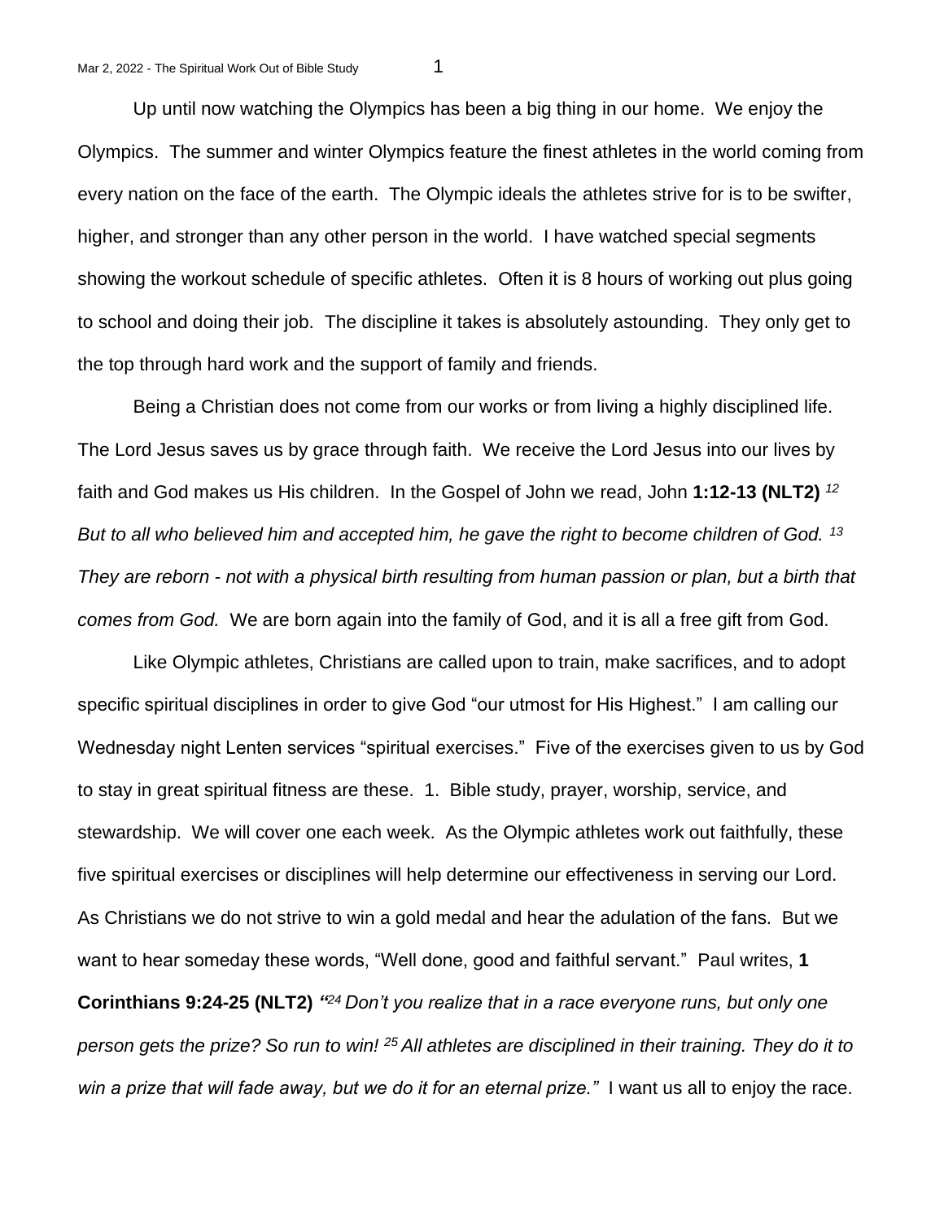Up until now watching the Olympics has been a big thing in our home. We enjoy the Olympics. The summer and winter Olympics feature the finest athletes in the world coming from every nation on the face of the earth. The Olympic ideals the athletes strive for is to be swifter, higher, and stronger than any other person in the world. I have watched special segments showing the workout schedule of specific athletes. Often it is 8 hours of working out plus going to school and doing their job. The discipline it takes is absolutely astounding. They only get to the top through hard work and the support of family and friends.

Being a Christian does not come from our works or from living a highly disciplined life. The Lord Jesus saves us by grace through faith. We receive the Lord Jesus into our lives by faith and God makes us His children. In the Gospel of John we read, John **1:12-13 (NLT2)** *[12] But to all who believed him and accepted him, he gave the right to become children of God. [13] They are reborn - not with a physical birth resulting from human passion or plan, but a birth that comes from God.* We are born again into the family of God, and it is all a free gift from God.

Like Olympic athletes, Christians are called upon to train, make sacrifices, and to adopt specific spiritual disciplines in order to give God "our utmost for His Highest." I am calling our Wednesday night Lenten services "spiritual exercises." Five of the exercises given to us by God to stay in great spiritual fitness are these. 1. Bible study, prayer, worship, service, and stewardship. We will cover one each week. As the Olympic athletes work out faithfully, these five spiritual exercises or disciplines will help determine our effectiveness in serving our Lord. As Christians we do not strive to win a gold medal and hear the adulation of the fans. But we want to hear someday these words, "Well done, good and faithful servant." Paul writes, **1 Corinthians 9:24-25 (NLT2)** *"[24] Don't you realize that in a race everyone runs, but only one person gets the prize? So run to win! [25] All athletes are disciplined in their training. They do it to win a prize that will fade away, but we do it for an eternal prize."* I want us all to enjoy the race.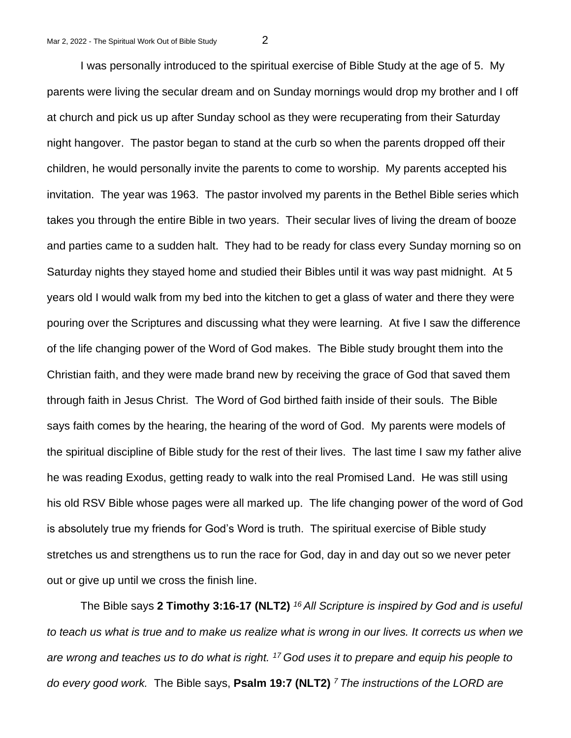I was personally introduced to the spiritual exercise of Bible Study at the age of 5. My parents were living the secular dream and on Sunday mornings would drop my brother and I off at church and pick us up after Sunday school as they were recuperating from their Saturday night hangover. The pastor began to stand at the curb so when the parents dropped off their children, he would personally invite the parents to come to worship. My parents accepted his invitation. The year was 1963. The pastor involved my parents in the Bethel Bible series which takes you through the entire Bible in two years. Their secular lives of living the dream of booze and parties came to a sudden halt. They had to be ready for class every Sunday morning so on Saturday nights they stayed home and studied their Bibles until it was way past midnight. At 5 years old I would walk from my bed into the kitchen to get a glass of water and there they were pouring over the Scriptures and discussing what they were learning. At five I saw the difference of the life changing power of the Word of God makes. The Bible study brought them into the Christian faith, and they were made brand new by receiving the grace of God that saved them through faith in Jesus Christ. The Word of God birthed faith inside of their souls. The Bible says faith comes by the hearing, the hearing of the word of God. My parents were models of the spiritual discipline of Bible study for the rest of their lives. The last time I saw my father alive he was reading Exodus, getting ready to walk into the real Promised Land. He was still using his old RSV Bible whose pages were all marked up. The life changing power of the word of God is absolutely true my friends for God's Word is truth. The spiritual exercise of Bible study stretches us and strengthens us to run the race for God, day in and day out so we never peter out or give up until we cross the finish line.

The Bible says **2 Timothy 3:16-17 (NLT2)** *[16] All Scripture is inspired by God and is useful to teach us what is true and to make us realize what is wrong in our lives. It corrects us when we are wrong and teaches us to do what is right. [17] God uses it to prepare and equip his people to do every good work.* The Bible says, **Psalm 19:7 (NLT2)** *[7] The instructions of the LORD are*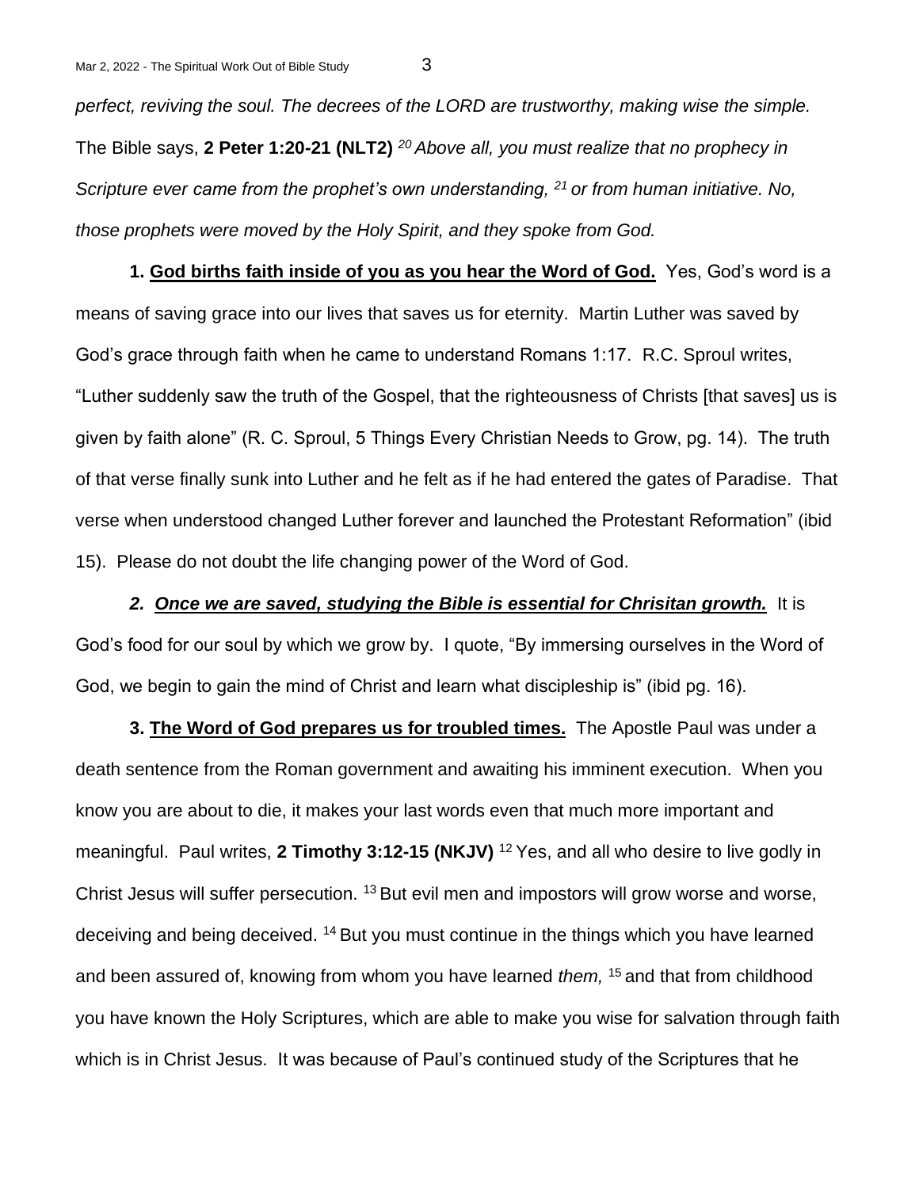*perfect, reviving the soul. The decrees of the LORD are trustworthy, making wise the simple.* The Bible says, **2 Peter 1:20-21 (NLT2)** *[20] Above all, you must realize that no prophecy in Scripture ever came from the prophet's own understanding, [21] or from human initiative. No, those prophets were moved by the Holy Spirit, and they spoke from God.*

**1. <u>God births faith inside of you as you hear the Word of God.</u>** Yes, God's word is a means of saving grace into our lives that saves us for eternity. Martin Luther was saved by God's grace through faith when he came to understand Romans 1:17. R.C. Sproul writes, "Luther suddenly saw the truth of the Gospel, that the righteousness of Christs [that saves] us is given by faith alone" (R. C. Sproul, 5 Things Every Christian Needs to Grow, pg. 14). The truth of that verse finally sunk into Luther and he felt as if he had entered the gates of Paradise. That verse when understood changed Luther forever and launched the Protestant Reformation" (ibid 15). Please do not doubt the life changing power of the Word of God.

***2. <u>Once we are saved, studying the Bible is essential for Chrisitan growth.</u>*** It is God's food for our soul by which we grow by. I quote, "By immersing ourselves in the Word of God, we begin to gain the mind of Christ and learn what discipleship is" (ibid pg. 16).

**3. <u>The Word of God prepares us for troubled times.</u>** The Apostle Paul was under a death sentence from the Roman government and awaiting his imminent execution. When you know you are about to die, it makes your last words even that much more important and meaningful. Paul writes, **2 Timothy 3:12-15 (NKJV)** [12] Yes, and all who desire to live godly in Christ Jesus will suffer persecution. [13] But evil men and impostors will grow worse and worse, deceiving and being deceived. [14] But you must continue in the things which you have learned and been assured of, knowing from whom you have learned *them,* [15] and that from childhood you have known the Holy Scriptures, which are able to make you wise for salvation through faith which is in Christ Jesus. It was because of Paul's continued study of the Scriptures that he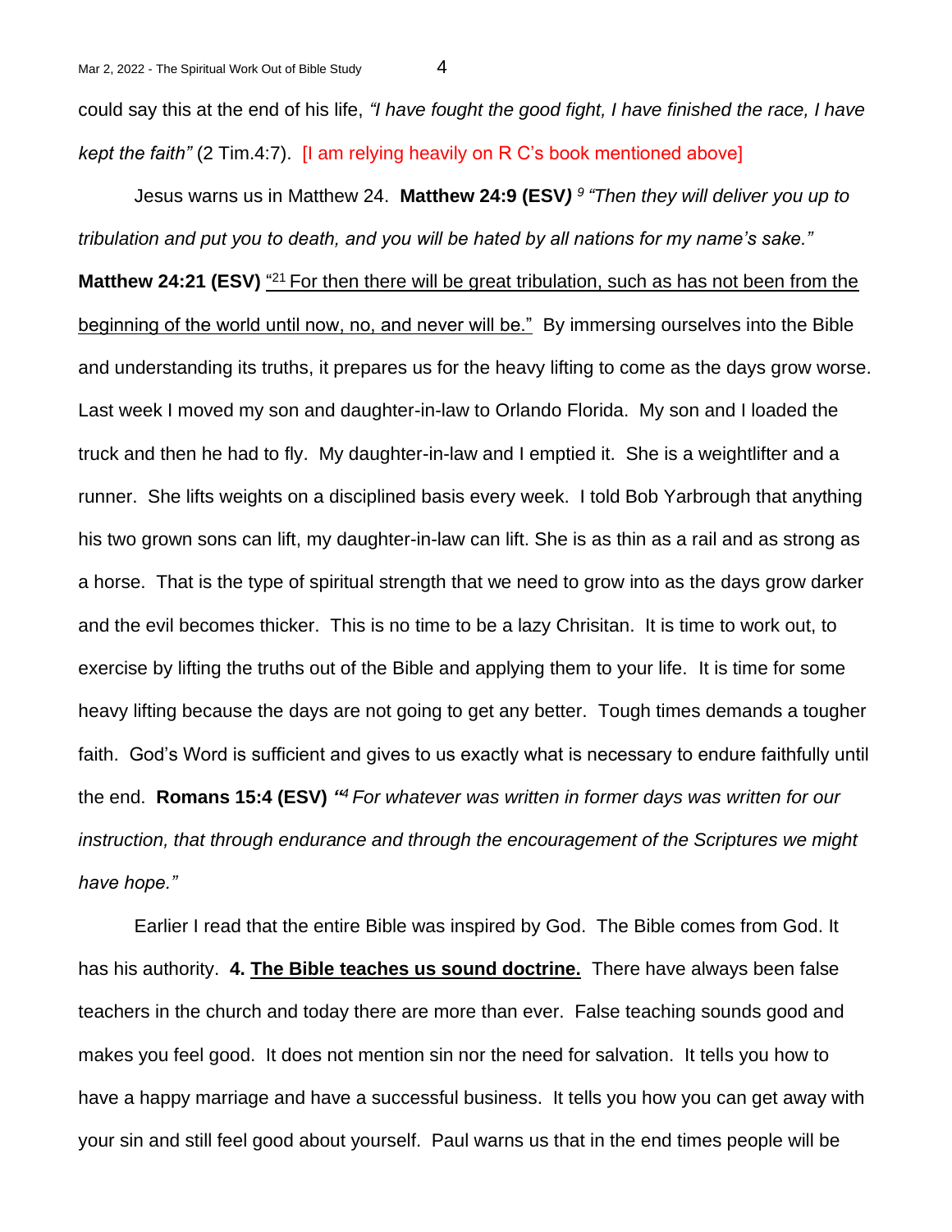could say this at the end of his life, *"I have fought the good fight, I have finished the race, I have kept the faith"* (2 Tim.4:7). [I am relying heavily on R C's book mentioned above]

Jesus warns us in Matthew 24. **Matthew 24:9 (ESV)** *[9] "Then they will deliver you up to tribulation and put you to death, and you will be hated by all nations for my name's sake."* **Matthew 24:21 (ESV)** <u>"[21] For then there will be great tribulation, such as has not been from the beginning of the world until now, no, and never will be."</u> By immersing ourselves into the Bible and understanding its truths, it prepares us for the heavy lifting to come as the days grow worse. Last week I moved my son and daughter-in-law to Orlando Florida. My son and I loaded the truck and then he had to fly. My daughter-in-law and I emptied it. She is a weightlifter and a runner. She lifts weights on a disciplined basis every week. I told Bob Yarbrough that anything his two grown sons can lift, my daughter-in-law can lift. She is as thin as a rail and as strong as a horse. That is the type of spiritual strength that we need to grow into as the days grow darker and the evil becomes thicker. This is no time to be a lazy Chrisitan. It is time to work out, to exercise by lifting the truths out of the Bible and applying them to your life. It is time for some heavy lifting because the days are not going to get any better. Tough times demands a tougher faith. God's Word is sufficient and gives to us exactly what is necessary to endure faithfully until the end. **Romans 15:4 (ESV)** *"[4] For whatever was written in former days was written for our instruction, that through endurance and through the encouragement of the Scriptures we might have hope."*

Earlier I read that the entire Bible was inspired by God. The Bible comes from God. It has his authority. **4. <u>The Bible teaches us sound doctrine.</u>** There have always been false teachers in the church and today there are more than ever. False teaching sounds good and makes you feel good. It does not mention sin nor the need for salvation. It tells you how to have a happy marriage and have a successful business. It tells you how you can get away with your sin and still feel good about yourself. Paul warns us that in the end times people will be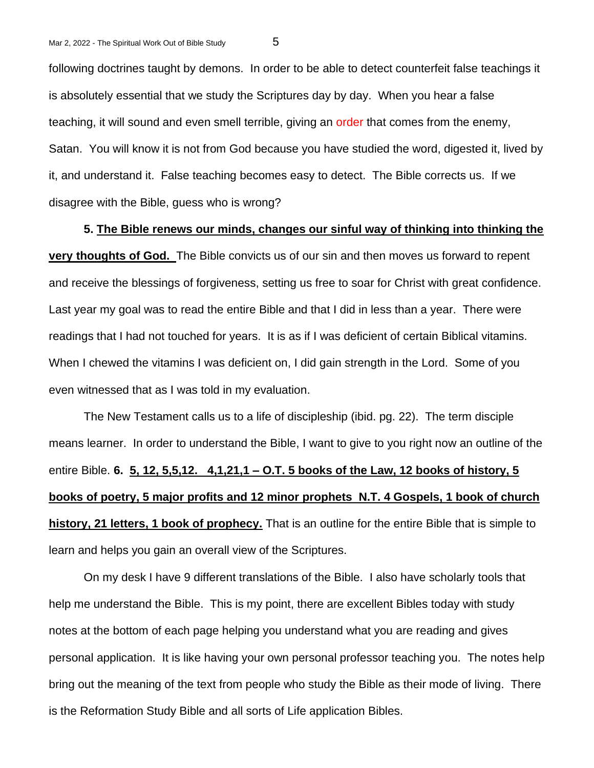following doctrines taught by demons. In order to be able to detect counterfeit false teachings it is absolutely essential that we study the Scriptures day by day. When you hear a false teaching, it will sound and even smell terrible, giving an order that comes from the enemy, Satan. You will know it is not from God because you have studied the word, digested it, lived by it, and understand it. False teaching becomes easy to detect. The Bible corrects us. If we disagree with the Bible, guess who is wrong?

**5. <u>The Bible renews our minds, changes our sinful way of thinking into thinking the very thoughts of God.</u>** The Bible convicts us of our sin and then moves us forward to repent and receive the blessings of forgiveness, setting us free to soar for Christ with great confidence. Last year my goal was to read the entire Bible and that I did in less than a year. There were readings that I had not touched for years. It is as if I was deficient of certain Biblical vitamins. When I chewed the vitamins I was deficient on, I did gain strength in the Lord. Some of you even witnessed that as I was told in my evaluation.

The New Testament calls us to a life of discipleship (ibid. pg. 22). The term disciple means learner. In order to understand the Bible, I want to give to you right now an outline of the entire Bible. **6. <u>5, 12, 5,5,12. 4,1,21,1 – O.T. 5 books of the Law, 12 books of history, 5 books of poetry, 5 major profits and 12 minor prophets N.T. 4 Gospels, 1 book of church history, 21 letters, 1 book of prophecy.</u>** That is an outline for the entire Bible that is simple to learn and helps you gain an overall view of the Scriptures.

On my desk I have 9 different translations of the Bible. I also have scholarly tools that help me understand the Bible. This is my point, there are excellent Bibles today with study notes at the bottom of each page helping you understand what you are reading and gives personal application. It is like having your own personal professor teaching you. The notes help bring out the meaning of the text from people who study the Bible as their mode of living. There is the Reformation Study Bible and all sorts of Life application Bibles.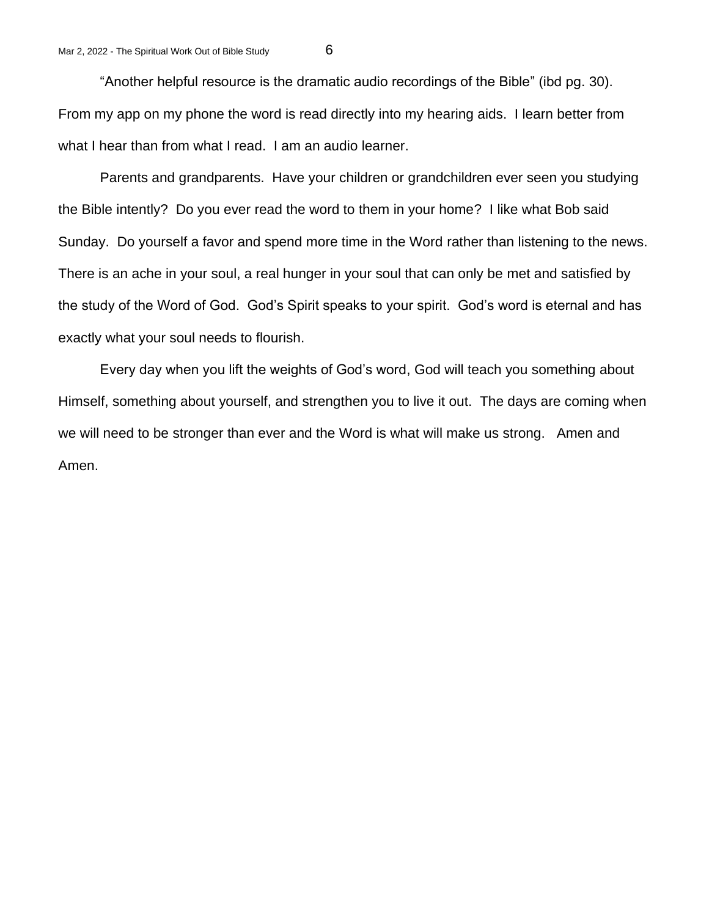"Another helpful resource is the dramatic audio recordings of the Bible" (ibd pg. 30). From my app on my phone the word is read directly into my hearing aids. I learn better from what I hear than from what I read. I am an audio learner.

Parents and grandparents. Have your children or grandchildren ever seen you studying the Bible intently? Do you ever read the word to them in your home? I like what Bob said Sunday. Do yourself a favor and spend more time in the Word rather than listening to the news. There is an ache in your soul, a real hunger in your soul that can only be met and satisfied by the study of the Word of God. God's Spirit speaks to your spirit. God's word is eternal and has exactly what your soul needs to flourish.

Every day when you lift the weights of God's word, God will teach you something about Himself, something about yourself, and strengthen you to live it out. The days are coming when we will need to be stronger than ever and the Word is what will make us strong. Amen and Amen.